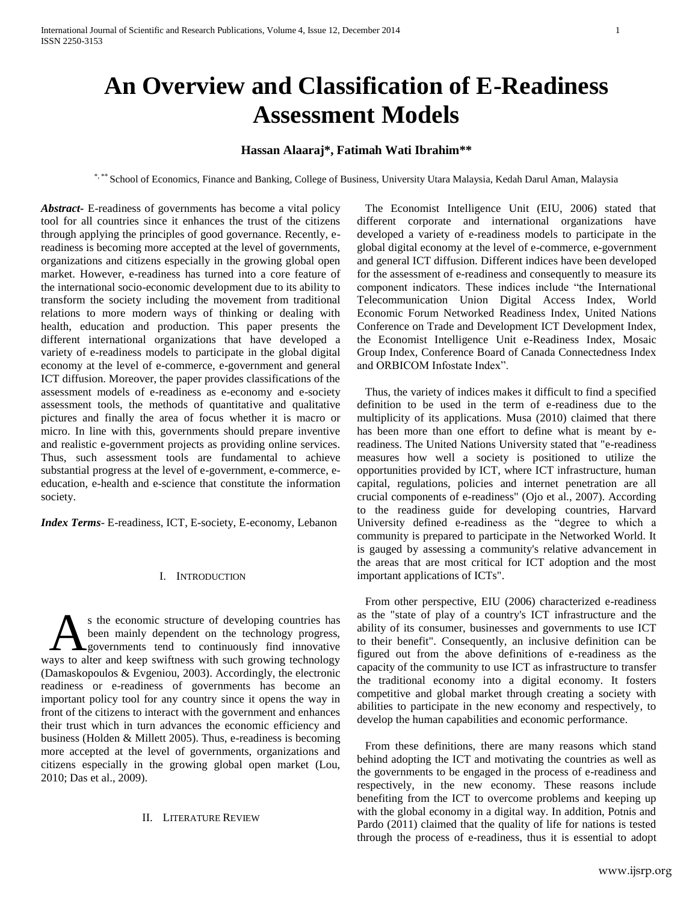# An Overview and Classification of E-Readiness Assessment Models

**Hassan Alaaraj*, Fatimah Wati Ibrahim****

*, ** School of Economics, Finance and Banking, College of Business, University Utara Malaysia, Kedah Darul Aman, Malaysia

***Abstract***- E-readiness of governments has become a vital policy tool for all countries since it enhances the trust of the citizens through applying the principles of good governance. Recently, e-readiness is becoming more accepted at the level of governments, organizations and citizens especially in the growing global open market. However, e-readiness has turned into a core feature of the international socio-economic development due to its ability to transform the society including the movement from traditional relations to more modern ways of thinking or dealing with health, education and production. This paper presents the different international organizations that have developed a variety of e-readiness models to participate in the global digital economy at the level of e-commerce, e-government and general ICT diffusion. Moreover, the paper provides classifications of the assessment models of e-readiness as e-economy and e-society assessment tools, the methods of quantitative and qualitative pictures and finally the area of focus whether it is macro or micro. In line with this, governments should prepare inventive and realistic e-government projects as providing online services. Thus, such assessment tools are fundamental to achieve substantial progress at the level of e-government, e-commerce, e-education, e-health and e-science that constitute the information society.

***Index Terms***- E-readiness, ICT, E-society, E-economy, Lebanon

## I. Introduction

As the economic structure of developing countries has been mainly dependent on the technology progress, governments tend to continuously find innovative ways to alter and keep swiftness with such growing technology (Damaskopoulos & Evgeniou, 2003). Accordingly, the electronic readiness or e-readiness of governments has become an important policy tool for any country since it opens the way in front of the citizens to interact with the government and enhances their trust which in turn advances the economic efficiency and business (Holden & Millett 2005). Thus, e-readiness is becoming more accepted at the level of governments, organizations and citizens especially in the growing global open market (Lou, 2010; Das et al., 2009).

## II. Literature Review

The Economist Intelligence Unit (EIU, 2006) stated that different corporate and international organizations have developed a variety of e-readiness models to participate in the global digital economy at the level of e-commerce, e-government and general ICT diffusion. Different indices have been developed for the assessment of e-readiness and consequently to measure its component indicators. These indices include "the International Telecommunication Union Digital Access Index, World Economic Forum Networked Readiness Index, United Nations Conference on Trade and Development ICT Development Index, the Economist Intelligence Unit e-Readiness Index, Mosaic Group Index, Conference Board of Canada Connectedness Index and ORBICOM Infostate Index".

Thus, the variety of indices makes it difficult to find a specified definition to be used in the term of e-readiness due to the multiplicity of its applications. Musa (2010) claimed that there has been more than one effort to define what is meant by e-readiness. The United Nations University stated that "e-readiness measures how well a society is positioned to utilize the opportunities provided by ICT, where ICT infrastructure, human capital, regulations, policies and internet penetration are all crucial components of e-readiness" (Ojo et al., 2007). According to the readiness guide for developing countries, Harvard University defined e-readiness as the "degree to which a community is prepared to participate in the Networked World. It is gauged by assessing a community's relative advancement in the areas that are most critical for ICT adoption and the most important applications of ICTs".

From other perspective, EIU (2006) characterized e-readiness as the "state of play of a country's ICT infrastructure and the ability of its consumer, businesses and governments to use ICT to their benefit". Consequently, an inclusive definition can be figured out from the above definitions of e-readiness as the capacity of the community to use ICT as infrastructure to transfer the traditional economy into a digital economy. It fosters competitive and global market through creating a society with abilities to participate in the new economy and respectively, to develop the human capabilities and economic performance.

From these definitions, there are many reasons which stand behind adopting the ICT and motivating the countries as well as the governments to be engaged in the process of e-readiness and respectively, in the new economy. These reasons include benefiting from the ICT to overcome problems and keeping up with the global economy in a digital way. In addition, Potnis and Pardo (2011) claimed that the quality of life for nations is tested through the process of e-readiness, thus it is essential to adopt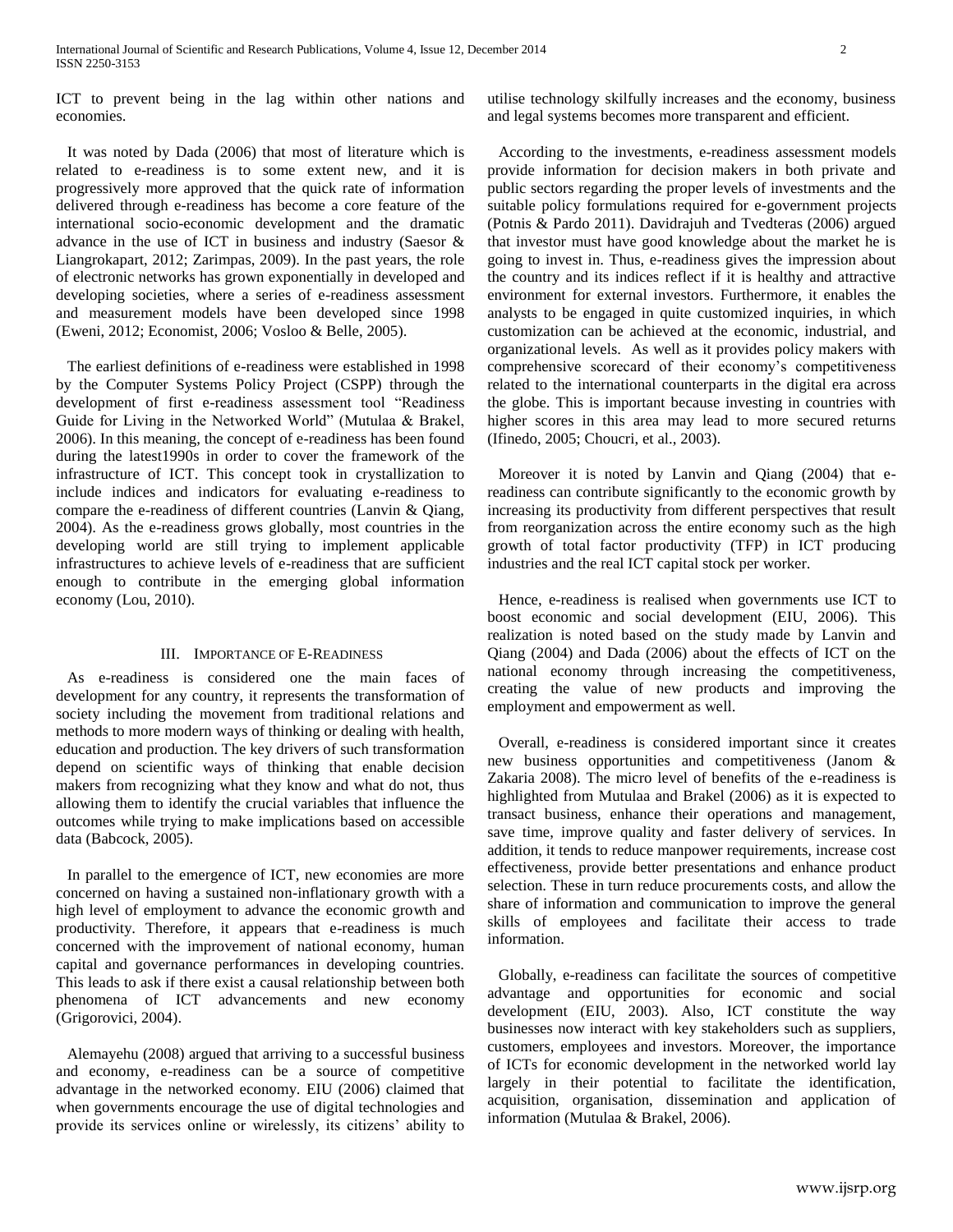ICT to prevent being in the lag within other nations and economies.

It was noted by Dada (2006) that most of literature which is related to e-readiness is to some extent new, and it is progressively more approved that the quick rate of information delivered through e-readiness has become a core feature of the international socio-economic development and the dramatic advance in the use of ICT in business and industry (Saesor & Liangrokapart, 2012; Zarimpas, 2009). In the past years, the role of electronic networks has grown exponentially in developed and developing societies, where a series of e-readiness assessment and measurement models have been developed since 1998 (Eweni, 2012; Economist, 2006; Vosloo & Belle, 2005).

The earliest definitions of e-readiness were established in 1998 by the Computer Systems Policy Project (CSPP) through the development of first e-readiness assessment tool "Readiness Guide for Living in the Networked World" (Mutulaa & Brakel, 2006). In this meaning, the concept of e-readiness has been found during the latest1990s in order to cover the framework of the infrastructure of ICT. This concept took in crystallization to include indices and indicators for evaluating e-readiness to compare the e-readiness of different countries (Lanvin & Qiang, 2004). As the e-readiness grows globally, most countries in the developing world are still trying to implement applicable infrastructures to achieve levels of e-readiness that are sufficient enough to contribute in the emerging global information economy (Lou, 2010).

## III. Importance of E-Readiness

As e-readiness is considered one the main faces of development for any country, it represents the transformation of society including the movement from traditional relations and methods to more modern ways of thinking or dealing with health, education and production. The key drivers of such transformation depend on scientific ways of thinking that enable decision makers from recognizing what they know and what do not, thus allowing them to identify the crucial variables that influence the outcomes while trying to make implications based on accessible data (Babcock, 2005).

In parallel to the emergence of ICT, new economies are more concerned on having a sustained non-inflationary growth with a high level of employment to advance the economic growth and productivity. Therefore, it appears that e-readiness is much concerned with the improvement of national economy, human capital and governance performances in developing countries. This leads to ask if there exist a causal relationship between both phenomena of ICT advancements and new economy (Grigorovici, 2004).

Alemayehu (2008) argued that arriving to a successful business and economy, e-readiness can be a source of competitive advantage in the networked economy. EIU (2006) claimed that when governments encourage the use of digital technologies and provide its services online or wirelessly, its citizens' ability to utilise technology skilfully increases and the economy, business and legal systems becomes more transparent and efficient.

According to the investments, e-readiness assessment models provide information for decision makers in both private and public sectors regarding the proper levels of investments and the suitable policy formulations required for e-government projects (Potnis & Pardo 2011). Davidrajuh and Tvedteras (2006) argued that investor must have good knowledge about the market he is going to invest in. Thus, e-readiness gives the impression about the country and its indices reflect if it is healthy and attractive environment for external investors. Furthermore, it enables the analysts to be engaged in quite customized inquiries, in which customization can be achieved at the economic, industrial, and organizational levels. As well as it provides policy makers with comprehensive scorecard of their economy's competitiveness related to the international counterparts in the digital era across the globe. This is important because investing in countries with higher scores in this area may lead to more secured returns (Ifinedo, 2005; Choucri, et al., 2003).

Moreover it is noted by Lanvin and Qiang (2004) that e-readiness can contribute significantly to the economic growth by increasing its productivity from different perspectives that result from reorganization across the entire economy such as the high growth of total factor productivity (TFP) in ICT producing industries and the real ICT capital stock per worker.

Hence, e-readiness is realised when governments use ICT to boost economic and social development (EIU, 2006). This realization is noted based on the study made by Lanvin and Qiang (2004) and Dada (2006) about the effects of ICT on the national economy through increasing the competitiveness, creating the value of new products and improving the employment and empowerment as well.

Overall, e-readiness is considered important since it creates new business opportunities and competitiveness (Janom & Zakaria 2008). The micro level of benefits of the e-readiness is highlighted from Mutulaa and Brakel (2006) as it is expected to transact business, enhance their operations and management, save time, improve quality and faster delivery of services. In addition, it tends to reduce manpower requirements, increase cost effectiveness, provide better presentations and enhance product selection. These in turn reduce procurements costs, and allow the share of information and communication to improve the general skills of employees and facilitate their access to trade information.

Globally, e-readiness can facilitate the sources of competitive advantage and opportunities for economic and social development (EIU, 2003). Also, ICT constitute the way businesses now interact with key stakeholders such as suppliers, customers, employees and investors. Moreover, the importance of ICTs for economic development in the networked world lay largely in their potential to facilitate the identification, acquisition, organisation, dissemination and application of information (Mutulaa & Brakel, 2006).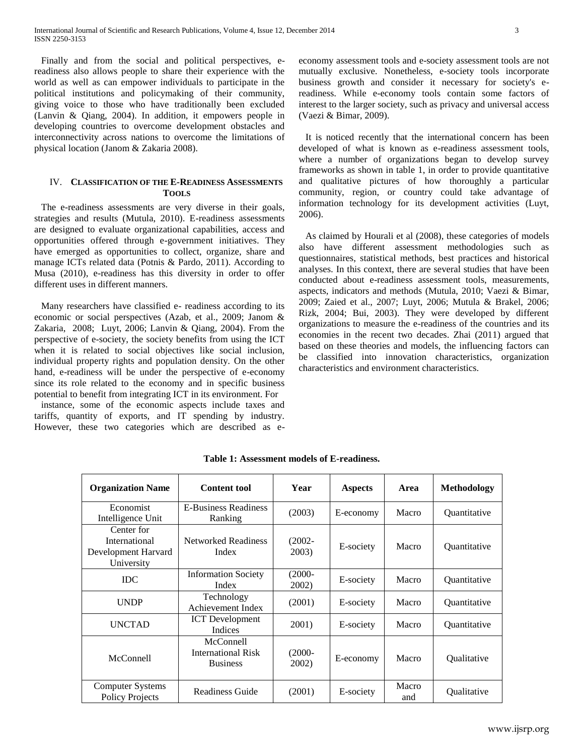Finally and from the social and political perspectives, e-readiness also allows people to share their experience with the world as well as can empower individuals to participate in the political institutions and policymaking of their community, giving voice to those who have traditionally been excluded (Lanvin & Qiang, 2004). In addition, it empowers people in developing countries to overcome development obstacles and interconnectivity across nations to overcome the limitations of physical location (Janom & Zakaria 2008).

## IV. Classification of the E-Readiness Assessments Tools

The e-readiness assessments are very diverse in their goals, strategies and results (Mutula, 2010). E-readiness assessments are designed to evaluate organizational capabilities, access and opportunities offered through e-government initiatives. They have emerged as opportunities to collect, organize, share and manage ICTs related data (Potnis & Pardo, 2011). According to Musa (2010), e-readiness has this diversity in order to offer different uses in different manners.

Many researchers have classified e- readiness according to its economic or social perspectives (Azab, et al., 2009; Janom & Zakaria, 2008; Luyt, 2006; Lanvin & Qiang, 2004). From the perspective of e-society, the society benefits from using the ICT when it is related to social objectives like social inclusion, individual property rights and population density. On the other hand, e-readiness will be under the perspective of e-economy since its role related to the economy and in specific business potential to benefit from integrating ICT in its environment. For instance, some of the economic aspects include taxes and tariffs, quantity of exports, and IT spending by industry. However, these two categories which are described as e-economy assessment tools and e-society assessment tools are not mutually exclusive. Nonetheless, e-society tools incorporate business growth and consider it necessary for society's e-readiness. While e-economy tools contain some factors of interest to the larger society, such as privacy and universal access (Vaezi & Bimar, 2009).

It is noticed recently that the international concern has been developed of what is known as e-readiness assessment tools, where a number of organizations began to develop survey frameworks as shown in table 1, in order to provide quantitative and qualitative pictures of how thoroughly a particular community, region, or country could take advantage of information technology for its development activities (Luyt, 2006).

As claimed by Hourali et al (2008), these categories of models also have different assessment methodologies such as questionnaires, statistical methods, best practices and historical analyses. In this context, there are several studies that have been conducted about e-readiness assessment tools, measurements, aspects, indicators and methods (Mutula, 2010; Vaezi & Bimar, 2009; Zaied et al., 2007; Luyt, 2006; Mutula & Brakel, 2006; Rizk, 2004; Bui, 2003). They were developed by different organizations to measure the e-readiness of the countries and its economies in the recent two decades. Zhai (2011) argued that based on these theories and models, the influencing factors can be classified into innovation characteristics, organization characteristics and environment characteristics.

**Table 1: Assessment models of E-readiness.**

| Organization Name | Content tool | Year | Aspects | Area | Methodology |
|---|---|---|---|---|---|
| Economist Intelligence Unit | E-Business Readiness Ranking | (2003) | E-economy | Macro | Quantitative |
| Center for International Development Harvard University | Networked Readiness Index | (2002-2003) | E-society | Macro | Quantitative |
| IDC | Information Society Index | (2000-2002) | E-society | Macro | Quantitative |
| UNDP | Technology Achievement Index | (2001) | E-society | Macro | Quantitative |
| UNCTAD | ICT Development Indices | 2001) | E-society | Macro | Quantitative |
| McConnell | McConnell International Risk Business | (2000-2002) | E-economy | Macro | Qualitative |
| Computer Systems Policy Projects | Readiness Guide | (2001) | E-society | Macro and | Qualitative |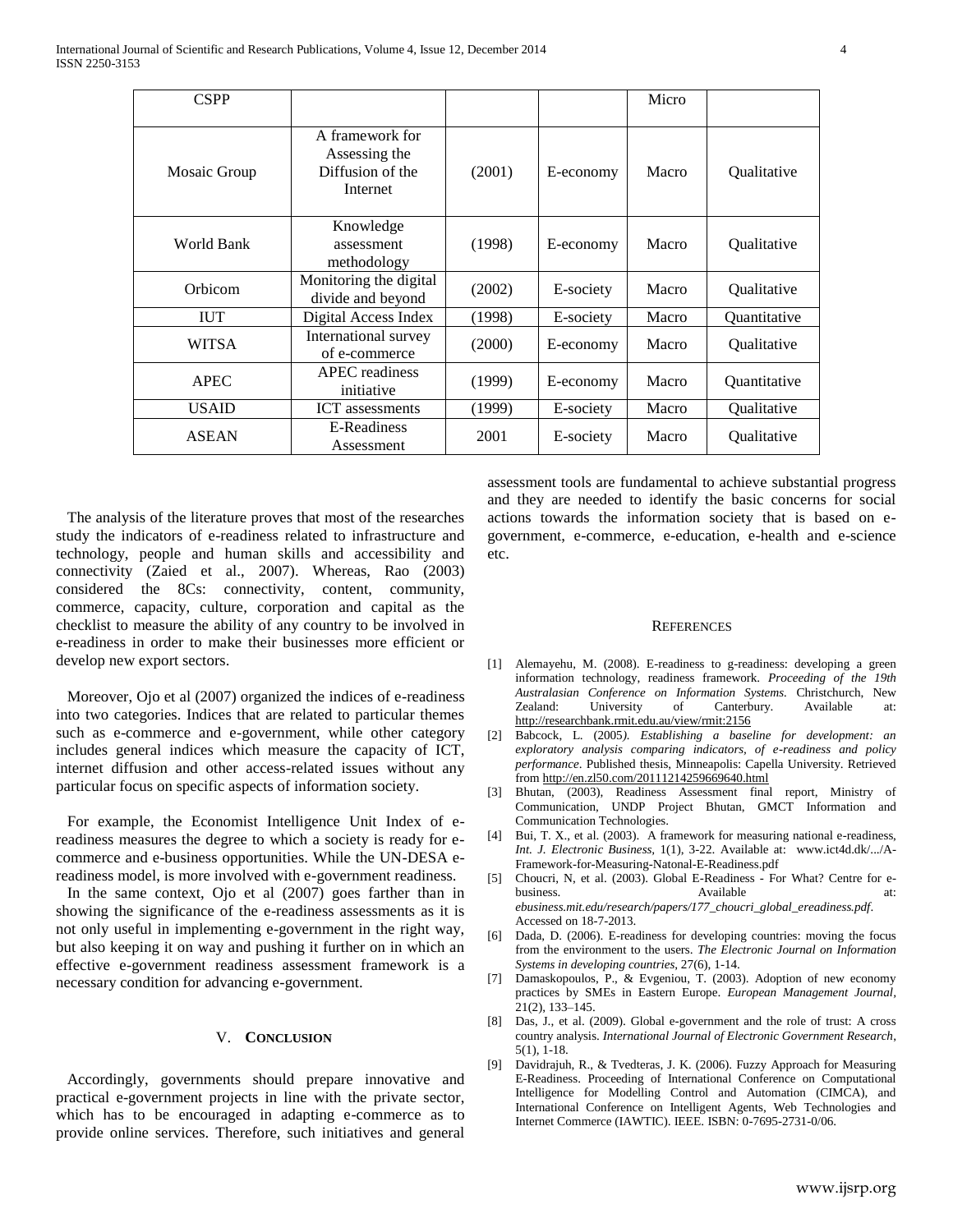| CSPP | | | | Micro | |
|---|---|---|---|---|---|
| Mosaic Group | A framework for Assessing the Diffusion of the Internet | (2001) | E-economy | Macro | Qualitative |
| World Bank | Knowledge assessment methodology | (1998) | E-economy | Macro | Qualitative |
| Orbicom | Monitoring the digital divide and beyond | (2002) | E-society | Macro | Qualitative |
| IUT | Digital Access Index | (1998) | E-society | Macro | Quantitative |
| WITSA | International survey of e-commerce | (2000) | E-economy | Macro | Qualitative |
| APEC | APEC readiness initiative | (1999) | E-economy | Macro | Quantitative |
| USAID | ICT assessments | (1999) | E-society | Macro | Qualitative |
| ASEAN | E-Readiness Assessment | 2001 | E-society | Macro | Qualitative |

The analysis of the literature proves that most of the researches study the indicators of e-readiness related to infrastructure and technology, people and human skills and accessibility and connectivity (Zaied et al., 2007). Whereas, Rao (2003) considered the 8Cs: connectivity, content, community, commerce, capacity, culture, corporation and capital as the checklist to measure the ability of any country to be involved in e-readiness in order to make their businesses more efficient or develop new export sectors.

Moreover, Ojo et al (2007) organized the indices of e-readiness into two categories. Indices that are related to particular themes such as e-commerce and e-government, while other category includes general indices which measure the capacity of ICT, internet diffusion and other access-related issues without any particular focus on specific aspects of information society.

For example, the Economist Intelligence Unit Index of e-readiness measures the degree to which a society is ready for e-commerce and e-business opportunities. While the UN-DESA e-readiness model, is more involved with e-government readiness.

In the same context, Ojo et al (2007) goes farther than in showing the significance of the e-readiness assessments as it is not only useful in implementing e-government in the right way, but also keeping it on way and pushing it further on in which an effective e-government readiness assessment framework is a necessary condition for advancing e-government.

## V. CONCLUSION

Accordingly, governments should prepare innovative and practical e-government projects in line with the private sector, which has to be encouraged in adapting e-commerce as to provide online services. Therefore, such initiatives and general assessment tools are fundamental to achieve substantial progress and they are needed to identify the basic concerns for social actions towards the information society that is based on e-government, e-commerce, e-education, e-health and e-science etc.

## REFERENCES

[1] Alemayehu, M. (2008). E-readiness to g-readiness: developing a green information technology, readiness framework. *Proceeding of the 19th Australasian Conference on Information Systems*. Christchurch, New Zealand: University of Canterbury. Available at: http://researchbank.rmit.edu.au/view/rmit:2156

[2] Babcock, L. (2005). *Establishing a baseline for development: an exploratory analysis comparing indicators, of e-readiness and policy performance*. Published thesis, Minneapolis: Capella University. Retrieved from http://en.zl50.com/20111214259669640.html

[3] Bhutan, (2003), Readiness Assessment final report, Ministry of Communication, UNDP Project Bhutan, GMCT Information and Communication Technologies.

[4] Bui, T. X., et al. (2003). A framework for measuring national e-readiness, *Int. J. Electronic Business*, 1(1), 3-22. Available at: www.ict4d.dk/.../A-Framework-for-Measuring-Natonal-E-Readiness.pdf

[5] Choucri, N, et al. (2003). Global E-Readiness - For What? Centre for e-business. Available at: *ebusiness.mit.edu/research/papers/177_choucri_global_ereadiness.pdf*. Accessed on 18-7-2013.

[6] Dada, D. (2006). E-readiness for developing countries: moving the focus from the environment to the users. *The Electronic Journal on Information Systems in developing countries*, 27(6), 1-14.

[7] Damaskopoulos, P., & Evgeniou, T. (2003). Adoption of new economy practices by SMEs in Eastern Europe. *European Management Journal*, 21(2), 133–145.

[8] Das, J., et al. (2009). Global e-government and the role of trust: A cross country analysis. *International Journal of Electronic Government Research*, 5(1), 1-18.

[9] Davidrajuh, R., & Tvedteras, J. K. (2006). Fuzzy Approach for Measuring E-Readiness. Proceeding of International Conference on Computational Intelligence for Modelling Control and Automation (CIMCA), and International Conference on Intelligent Agents, Web Technologies and Internet Commerce (IAWTIC). IEEE. ISBN: 0-7695-2731-0/06.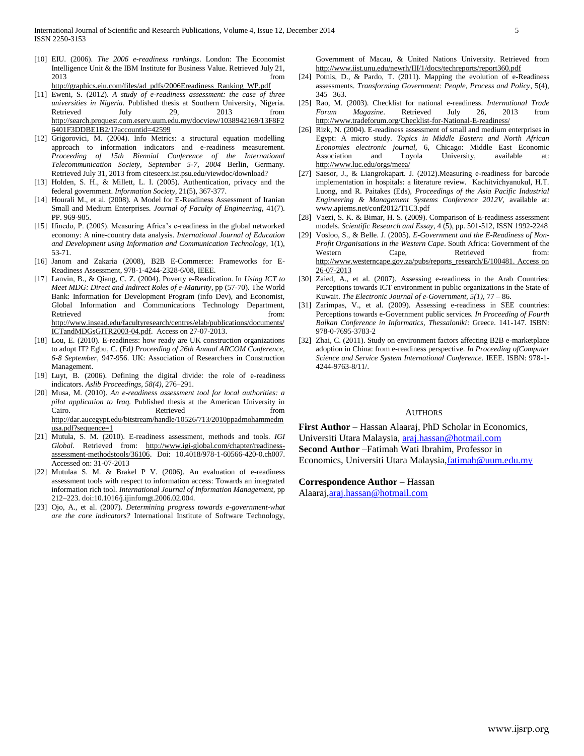[10] EIU. (2006). *The 2006 e-readiness rankings*. London: The Economist Intelligence Unit & the IBM Institute for Business Value. Retrieved July 21, 2013 from http://graphics.eiu.com/files/ad_pdfs/2006Ereadiness_Ranking_WP.pdf

[11] Eweni, S. (2012). *A study of e-readiness assessment: the case of three universities in Nigeria*. Published thesis at Southern University, Nigeria. Retrieved July 29, 2013 from http://search.proquest.com.eserv.uum.edu.my/docview/1038942169/13F8F26401F3DDBE1B2/1?accountid=42599

[12] Grigorovici, M. (2004). Info Metrics: a structural equation modelling approach to information indicators and e-readiness measurement. *Proceeding of 15th Biennial Conference of the International Telecommunication Society, September 5-7, 2004* Berlin, Germany. Retrieved July 31, 2013 from citeseerx.ist.psu.edu/viewdoc/download?

[13] Holden, S. H., & Millett, L. I. (2005). Authentication, privacy and the federal government. *Information Society*, 21(5), 367-377.

[14] Hourali M., et al. (2008). A Model for E-Readiness Assessment of Iranian Small and Medium Enterprises. *Journal of Faculty of Engineering*, 41(7). PP. 969-985.

[15] Ifinedo, P. (2005). Measuring Africa's e-readiness in the global networked economy: A nine-country data analysis. *International Journal of Education and Development using Information and Communication Technology*, 1(1), 53-71.

[16] Janom and Zakaria (2008), B2B E-Commerce: Frameworks for E-Readiness Assessment, 978-1-4244-2328-6/08, IEEE.

[17] Lanvin, B., & Qiang, C. Z. (2004). Poverty e-Readication. In *Using ICT to Meet MDG: Direct and Indirect Roles of e-Maturity*, pp (57-70). The World Bank: Information for Development Program (info Dev), and Economist, Global Information and Communications Technology Department, Retrieved from: http://www.insead.edu/facultyresearch/centres/elab/publications/documents/ICTandMDGsGITR2003-04.pdf. Access on 27-07-2013.

[18] Lou, E. (2010). E-readiness: how ready are UK construction organizations to adopt IT? Egbu, C. (Ed*) Proceeding of 26th Annual ARCOM Conference, 6-8 September*, 947-956. UK: Association of Researchers in Construction Management.

[19] Luyt, B. (2006). Defining the digital divide: the role of e-readiness indicators. *Aslib Proceedings, 58(4)*, 276–291.

[20] Musa, M. (2010). *An e-readiness assessment tool for local authorities: a pilot application to Iraq.* Published thesis at the American University in Cairo. Retrieved from http://dar.aucegypt.edu/bitstream/handle/10526/713/2010ppadmohammedmusa.pdf?sequence=1

[21] Mutula, S. M. (2010). E-readiness assessment, methods and tools. *IGI Global*. Retrieved from: http://www.igi-global.com/chapter/readiness-assessment-methodstools/36106. Doi: 10.4018/978-1-60566-420-0.ch007. Accessed on: 31-07-2013

[22] Mutulaa S. M. & Brakel P V. (2006). An evaluation of e-readiness assessment tools with respect to information access: Towards an integrated information rich tool. *International Journal of Information Management*, pp 212–223. doi:10.1016/j.ijinfomgt.2006.02.004.

[23] Ojo, A., et al. (2007). *Determining progress towards e-government-what are the core indicators?* International Institute of Software Technology, Government of Macau, & United Nations University. Retrieved from http://www.iist.unu.edu/newrh/III/1/docs/techreports/report360.pdf

[24] Potnis, D., & Pardo, T. (2011). Mapping the evolution of e-Readiness assessments. *Transforming Government: People, Process and Policy*, 5(4), 345– 363.

[25] Rao, M. (2003). Checklist for national e-readiness. *International Trade Forum Magazine*. Retrieved July 26, 2013 from http://www.tradeforum.org/Checklist-for-National-E-readiness/

[26] Rizk, N. (2004). E-readiness assessment of small and medium enterprises in Egypt: A micro study. *Topics in Middle Eastern and North African Economies electronic journal*, 6, Chicago: Middle East Economic Association and Loyola University, available at: http://www.luc.edu/orgs/meea/

[27] Saesor, J., & Liangrokapart. J. (2012).Measuring e-readiness for barcode implementation in hospitals: a literature review. Kachitvichyanukul, H.T. Luong, and R. Paitakes (Eds), *Proceedings of the Asia Pacific Industrial Engineering & Management Systems Conference 2012V*, available at: www.apiems.net/conf2012/T1C3.pdf

[28] Vaezi, S. K. & Bimar, H. S. (2009). Comparison of E-readiness assessment models. *Scientific Research and Essay*, 4 (5), pp. 501-512, ISSN 1992-2248

[29] Vosloo, S., & Belle. J. (2005). *E-Government and the E-Readiness of Non-Profit Organisations in the Western Cape*. South Africa: Government of the Western Cape, Retrieved from: http://www.westerncape.gov.za/pubs/reports_research/E/100481. Access on 26-07-2013

[30] Zaied, A., et al. (2007). Assessing e-readiness in the Arab Countries: Perceptions towards ICT environment in public organizations in the State of Kuwait. *The Electronic Journal of e-Government, 5(1)*, 77 – 86.

[31] Zarimpas, V., et al. (2009). Assessing e-readiness in SEE countries: Perceptions towards e-Government public services. *In Proceeding of Fourth Balkan Conference in Informatics, Thessaloniki*: Greece. 141-147. ISBN: 978-0-7695-3783-2

[32] Zhai, C. (2011). Study on environment factors affecting B2B e-marketplace adoption in China: from e-readiness perspective. *In Proceeding ofComputer Science and Service System International Conference.* IEEE. ISBN: 978-1-4244-9763-8/11/.

## Authors

**First Author** – Hassan Alaaraj, PhD Scholar in Economics, Universiti Utara Malaysia, araj.hassan@hotmail.com

**Second Author** –Fatimah Wati Ibrahim, Professor in Economics, Universiti Utara Malaysia,fatimah@uum.edu.my

**Correspondence Author** – Hassan Alaaraj,araj.hassan@hotmail.com